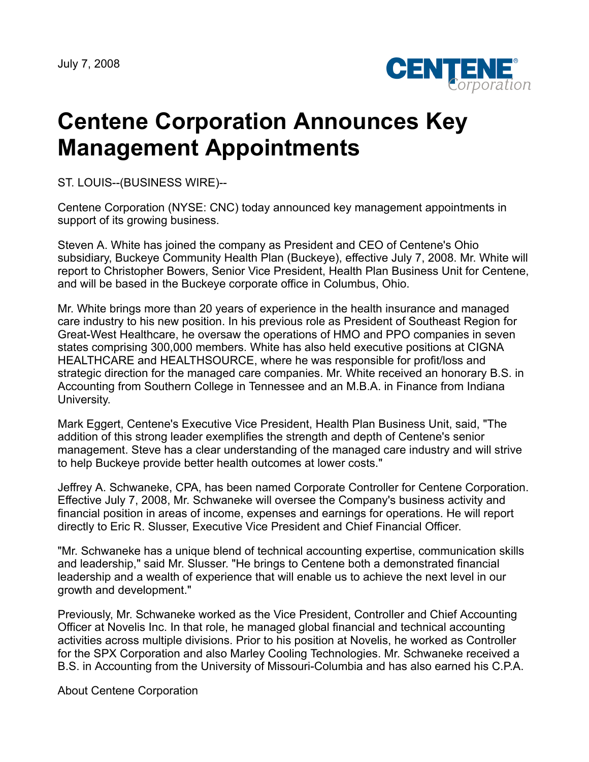July 7, 2008

# Centene Corporation Announces Key Management Appointments

ST. LOUIS--(BUSINESS WIRE)--

Centene Corporation (NYSE: CNC) today announced key management appointments in support of its growing business.

Steven A. White has joined the company as President and CEO of Centene's Ohio subsidiary, Buckeye Community Health Plan (Buckeye), effective July 7, 2008. Mr. White will report to Christopher Bowers, Senior Vice President, Health Plan Business Unit for Centene, and will be based in the Buckeye corporate office in Columbus, Ohio.

Mr. White brings more than 20 years of experience in the health insurance and managed care industry to his new position. In his previous role as President of Southeast Region for Great-West Healthcare, he oversaw the operations of HMO and PPO companies in seven states comprising 300,000 members. White has also held executive positions at CIGNA HEALTHCARE and HEALTHSOURCE, where he was responsible for profit/loss and strategic direction for the managed care companies. Mr. White received an honorary B.S. in Accounting from Southern College in Tennessee and an M.B.A. in Finance from Indiana University.

Mark Eggert, Centene's Executive Vice President, Health Plan Business Unit, said, "The addition of this strong leader exemplifies the strength and depth of Centene's senior management. Steve has a clear understanding of the managed care industry and will strive to help Buckeye provide better health outcomes at lower costs."

Jeffrey A. Schwaneke, CPA, has been named Corporate Controller for Centene Corporation. Effective July 7, 2008, Mr. Schwaneke will oversee the Company's business activity and financial position in areas of income, expenses and earnings for operations. He will report directly to Eric R. Slusser, Executive Vice President and Chief Financial Officer.

"Mr. Schwaneke has a unique blend of technical accounting expertise, communication skills and leadership," said Mr. Slusser. "He brings to Centene both a demonstrated financial leadership and a wealth of experience that will enable us to achieve the next level in our growth and development."

Previously, Mr. Schwaneke worked as the Vice President, Controller and Chief Accounting Officer at Novelis Inc. In that role, he managed global financial and technical accounting activities across multiple divisions. Prior to his position at Novelis, he worked as Controller for the SPX Corporation and also Marley Cooling Technologies. Mr. Schwaneke received a B.S. in Accounting from the University of Missouri-Columbia and has also earned his C.P.A.

About Centene Corporation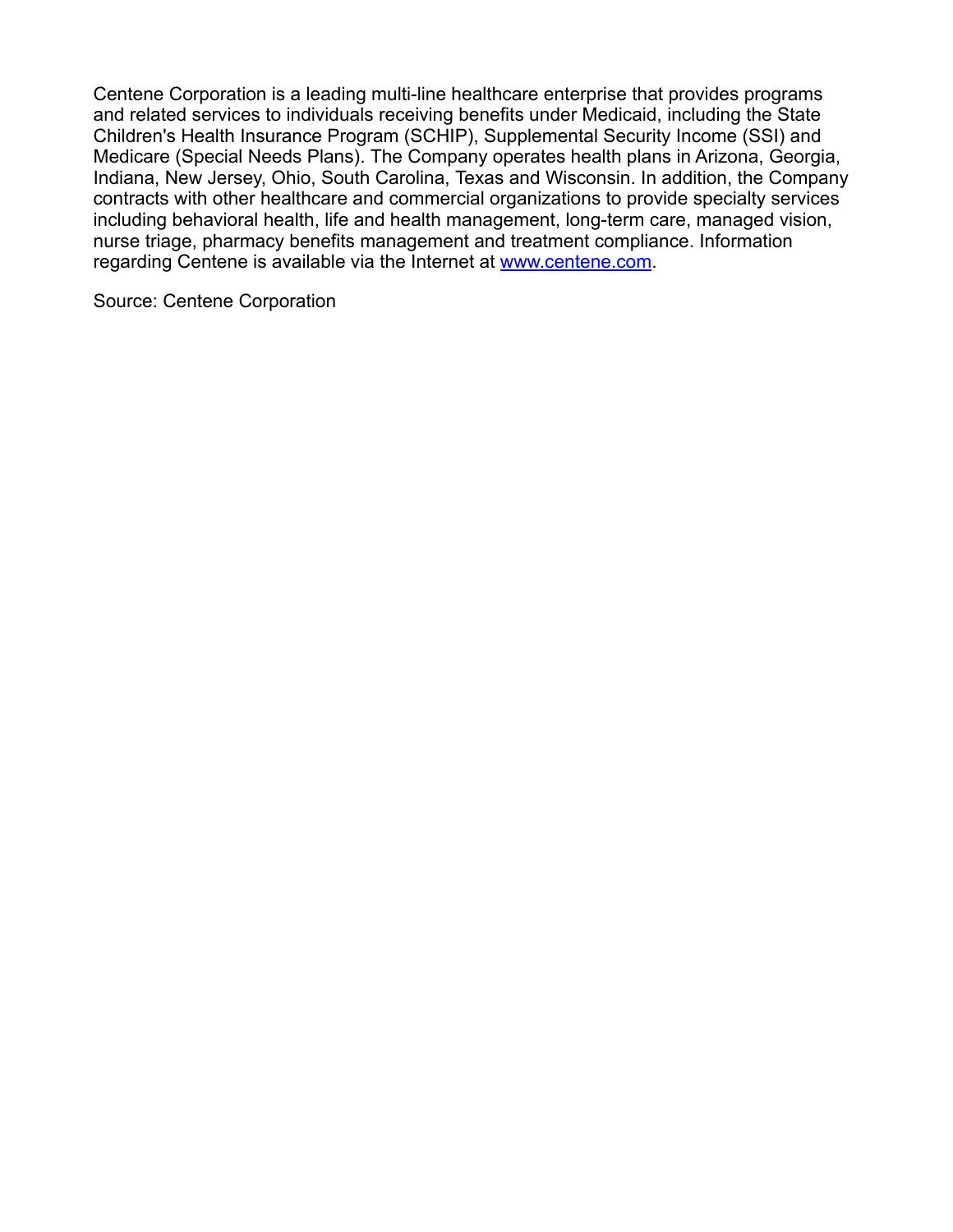Centene Corporation is a leading multi-line healthcare enterprise that provides programs and related services to individuals receiving benefits under Medicaid, including the State Children's Health Insurance Program (SCHIP), Supplemental Security Income (SSI) and Medicare (Special Needs Plans). The Company operates health plans in Arizona, Georgia, Indiana, New Jersey, Ohio, South Carolina, Texas and Wisconsin. In addition, the Company contracts with other healthcare and commercial organizations to provide specialty services including behavioral health, life and health management, long-term care, managed vision, nurse triage, pharmacy benefits management and treatment compliance. Information regarding Centene is available via the Internet at [www.centene.com](http://www.centene.com).

Source: Centene Corporation